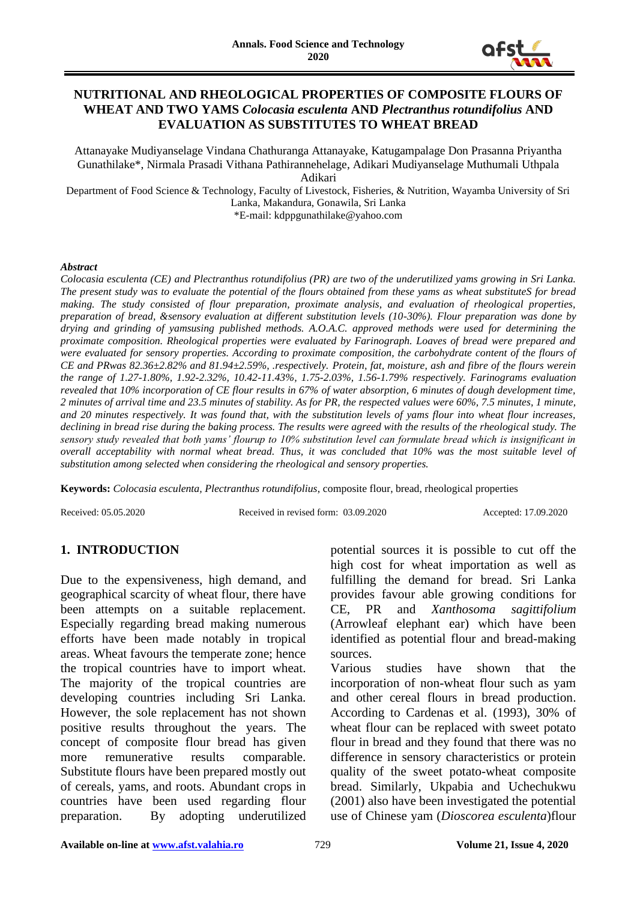# NUTRITIONAL AND RHEOLOGICAL PROPERTIES OF COMPOSITE FLOURS OF WHEAT AND TWO YAMS *Colocasia esculenta* AND *Plectranthus rotundifolius* AND EVALUATION AS SUBSTITUTES TO WHEAT BREAD

Attanayake Mudiyanselage Vindana Chathuranga Attanayake, Katugampalage Don Prasanna Priyantha Gunathilake*, Nirmala Prasadi Vithana Pathirannehelage, Adikari Mudiyanselage Muthumali Uthpala Adikari

Department of Food Science & Technology, Faculty of Livestock, Fisheries, & Nutrition, Wayamba University of Sri Lanka, Makandura, Gonawila, Sri Lanka

*E-mail: kdppgunathilake@yahoo.com

### *Abstract*

*Colocasia esculenta (CE) and Plectranthus rotundifolius (PR) are two of the underutilized yams growing in Sri Lanka. The present study was to evaluate the potential of the flours obtained from these yams as wheat substituteS for bread making. The study consisted of flour preparation, proximate analysis, and evaluation of rheological properties, preparation of bread, &sensory evaluation at different substitution levels (10-30%). Flour preparation was done by drying and grinding of yamsusing published methods. A.O.A.C. approved methods were used for determining the proximate composition. Rheological properties were evaluated by Farinograph. Loaves of bread were prepared and were evaluated for sensory properties. According to proximate composition, the carbohydrate content of the flours of CE and PRwas 82.36±2.82% and 81.94±2.59%, .respectively. Protein, fat, moisture, ash and fibre of the flours werein the range of 1.27-1.80%, 1.92-2.32%, 10.42-11.43%, 1.75-2.03%, 1.56-1.79% respectively. Farinograms evaluation revealed that 10% incorporation of CE flour results in 67% of water absorption, 6 minutes of dough development time, 2 minutes of arrival time and 23.5 minutes of stability. As for PR, the respected values were 60%, 7.5 minutes, 1 minute, and 20 minutes respectively. It was found that, with the substitution levels of yams flour into wheat flour increases, declining in bread rise during the baking process. The results were agreed with the results of the rheological study. The sensory study revealed that both yams' flourup to 10% substitution level can formulate bread which is insignificant in overall acceptability with normal wheat bread. Thus, it was concluded that 10% was the most suitable level of substitution among selected when considering the rheological and sensory properties.*

**Keywords:** *Colocasia esculenta*, *Plectranthus rotundifolius*, composite flour, bread, rheological properties

Received: 05.05.2020 Received in revised form: 03.09.2020 Accepted: 17.09.2020

## 1. INTRODUCTION

Due to the expensiveness, high demand, and geographical scarcity of wheat flour, there have been attempts on a suitable replacement. Especially regarding bread making numerous efforts have been made notably in tropical areas. Wheat favours the temperate zone; hence the tropical countries have to import wheat. The majority of the tropical countries are developing countries including Sri Lanka. However, the sole replacement has not shown positive results throughout the years. The concept of composite flour bread has given more remunerative results comparable. Substitute flours have been prepared mostly out of cereals, yams, and roots. Abundant crops in countries have been used regarding flour preparation. By adopting underutilized potential sources it is possible to cut off the high cost for wheat importation as well as fulfilling the demand for bread. Sri Lanka provides favour able growing conditions for CE, PR and *Xanthosoma sagittifolium* (Arrowleaf elephant ear) which have been identified as potential flour and bread-making sources.

Various studies have shown that the incorporation of non-wheat flour such as yam and other cereal flours in bread production. According to Cardenas et al. (1993), 30% of wheat flour can be replaced with sweet potato flour in bread and they found that there was no difference in sensory characteristics or protein quality of the sweet potato-wheat composite bread. Similarly, Ukpabia and Uchechukwu (2001) also have been investigated the potential use of Chinese yam (*Dioscorea esculenta*)flour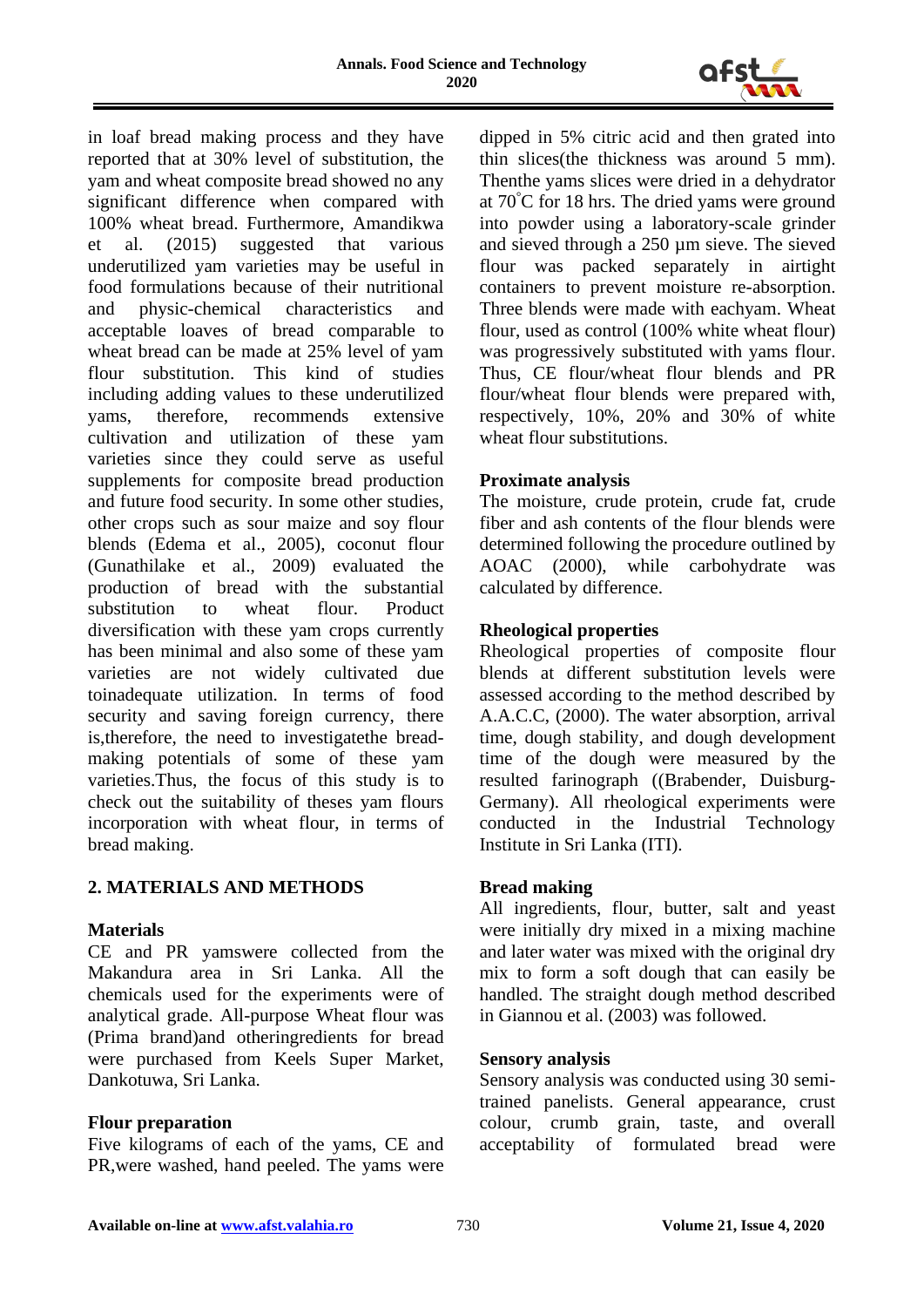in loaf bread making process and they have reported that at 30% level of substitution, the yam and wheat composite bread showed no any significant difference when compared with 100% wheat bread. Furthermore, Amandikwa et al. (2015) suggested that various underutilized yam varieties may be useful in food formulations because of their nutritional and physic-chemical characteristics and acceptable loaves of bread comparable to wheat bread can be made at 25% level of yam flour substitution. This kind of studies including adding values to these underutilized yams, therefore, recommends extensive cultivation and utilization of these yam varieties since they could serve as useful supplements for composite bread production and future food security. In some other studies, other crops such as sour maize and soy flour blends (Edema et al., 2005), coconut flour (Gunathilake et al., 2009) evaluated the production of bread with the substantial substitution to wheat flour. Product diversification with these yam crops currently has been minimal and also some of these yam varieties are not widely cultivated due toinadequate utilization. In terms of food security and saving foreign currency, there is,therefore, the need to investigatethe bread-making potentials of some of these yam varieties.Thus, the focus of this study is to check out the suitability of theses yam flours incorporation with wheat flour, in terms of bread making.

## 2. MATERIALS AND METHODS

### Materials

CE and PR yamswere collected from the Makandura area in Sri Lanka. All the chemicals used for the experiments were of analytical grade. All-purpose Wheat flour was (Prima brand)and otheringredients for bread were purchased from Keels Super Market, Dankotuwa, Sri Lanka.

### Flour preparation

Five kilograms of each of the yams, CE and PR,were washed, hand peeled. The yams were dipped in 5% citric acid and then grated into thin slices(the thickness was around 5 mm). Thenthe yams slices were dried in a dehydrator at 70°C for 18 hrs. The dried yams were ground into powder using a laboratory-scale grinder and sieved through a 250 µm sieve. The sieved flour was packed separately in airtight containers to prevent moisture re-absorption. Three blends were made with eachyam. Wheat flour, used as control (100% white wheat flour) was progressively substituted with yams flour. Thus, CE flour/wheat flour blends and PR flour/wheat flour blends were prepared with, respectively, 10%, 20% and 30% of white wheat flour substitutions.

### Proximate analysis

The moisture, crude protein, crude fat, crude fiber and ash contents of the flour blends were determined following the procedure outlined by AOAC (2000), while carbohydrate was calculated by difference.

### Rheological properties

Rheological properties of composite flour blends at different substitution levels were assessed according to the method described by A.A.C.C, (2000). The water absorption, arrival time, dough stability, and dough development time of the dough were measured by the resulted farinograph ((Brabender, Duisburg-Germany). All rheological experiments were conducted in the Industrial Technology Institute in Sri Lanka (ITI).

### Bread making

All ingredients, flour, butter, salt and yeast were initially dry mixed in a mixing machine and later water was mixed with the original dry mix to form a soft dough that can easily be handled. The straight dough method described in Giannou et al. (2003) was followed.

### Sensory analysis

Sensory analysis was conducted using 30 semi-trained panelists. General appearance, crust colour, crumb grain, taste, and overall acceptability of formulated bread were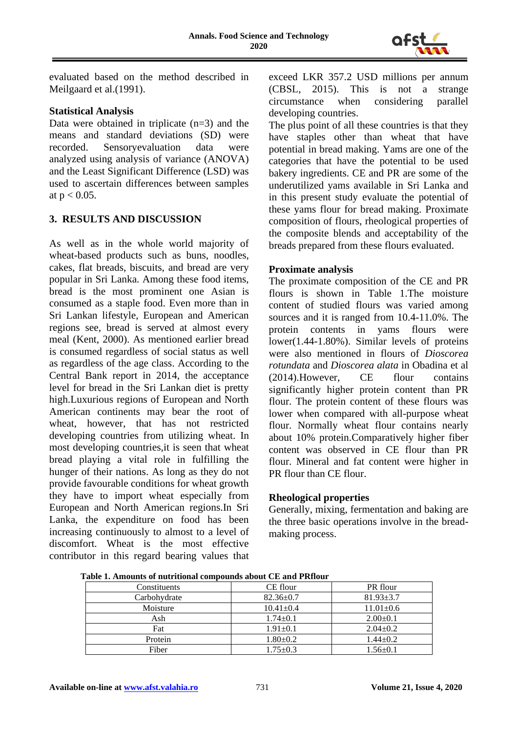evaluated based on the method described in Meilgaard et al.(1991).

### Statistical Analysis

Data were obtained in triplicate (n=3) and the means and standard deviations (SD) were recorded. Sensoryevaluation data were analyzed using analysis of variance (ANOVA) and the Least Significant Difference (LSD) was used to ascertain differences between samples at $p < 0.05$.

## 3. RESULTS AND DISCUSSION

As well as in the whole world majority of wheat-based products such as buns, noodles, cakes, flat breads, biscuits, and bread are very popular in Sri Lanka. Among these food items, bread is the most prominent one Asian is consumed as a staple food. Even more than in Sri Lankan lifestyle, European and American regions see, bread is served at almost every meal (Kent, 2000). As mentioned earlier bread is consumed regardless of social status as well as regardless of the age class. According to the Central Bank report in 2014, the acceptance level for bread in the Sri Lankan diet is pretty high.Luxurious regions of European and North American continents may bear the root of wheat, however, that has not restricted developing countries from utilizing wheat. In most developing countries,it is seen that wheat bread playing a vital role in fulfilling the hunger of their nations. As long as they do not provide favourable conditions for wheat growth they have to import wheat especially from European and North American regions.In Sri Lanka, the expenditure on food has been increasing continuously to almost to a level of discomfort. Wheat is the most effective contributor in this regard bearing values that exceed LKR 357.2 USD millions per annum (CBSL, 2015). This is not a strange circumstance when considering parallel developing countries.

The plus point of all these countries is that they have staples other than wheat that have potential in bread making. Yams are one of the categories that have the potential to be used bakery ingredients. CE and PR are some of the underutilized yams available in Sri Lanka and in this present study evaluate the potential of these yams flour for bread making. Proximate composition of flours, rheological properties of the composite blends and acceptability of the breads prepared from these flours evaluated.

### Proximate analysis

The proximate composition of the CE and PR flours is shown in Table 1.The moisture content of studied flours was varied among sources and it is ranged from 10.4-11.0%. The protein contents in yams flours were lower(1.44-1.80%). Similar levels of proteins were also mentioned in flours of *Dioscorea rotundata* and *Dioscorea alata* in Obadina et al (2014).However, CE flour contains significantly higher protein content than PR flour. The protein content of these flours was lower when compared with all-purpose wheat flour. Normally wheat flour contains nearly about 10% protein.Comparatively higher fiber content was observed in CE flour than PR flour. Mineral and fat content were higher in PR flour than CE flour.

### Rheological properties

Generally, mixing, fermentation and baking are the three basic operations involve in the bread-making process.

**Table 1. Amounts of nutritional compounds about CE and PRflour**

| Constituents | CE flour | PR flour |
|---|---|---|
| Carbohydrate | 82.36±0.7 | 81.93±3.7 |
| Moisture | 10.41±0.4 | 11.01±0.6 |
| Ash | 1.74±0.1 | 2.00±0.1 |
| Fat | 1.91±0.1 | 2.04±0.2 |
| Protein | 1.80±0.2 | 1.44±0.2 |
| Fiber | 1.75±0.3 | 1.56±0.1 |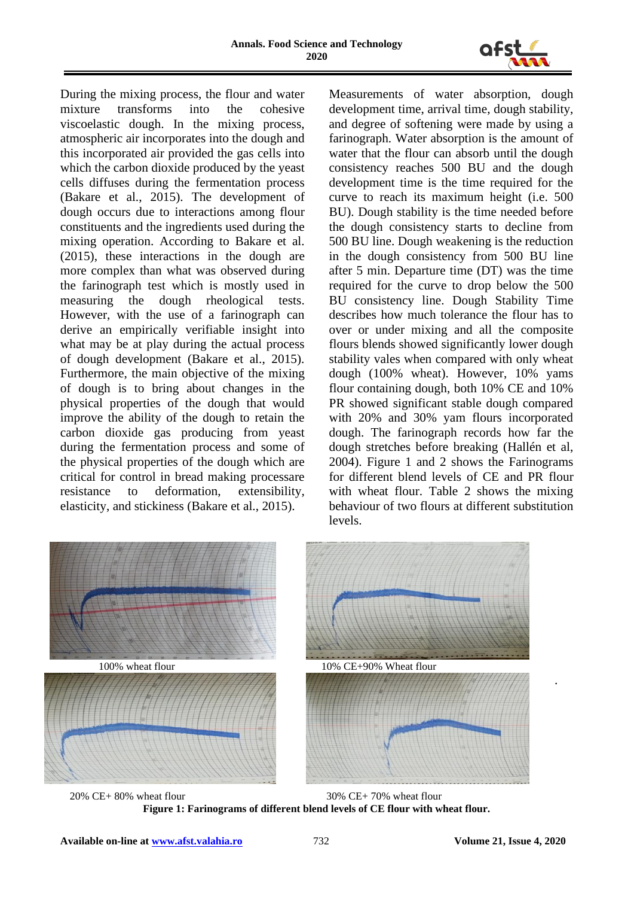During the mixing process, the flour and water mixture transforms into the cohesive viscoelastic dough. In the mixing process, atmospheric air incorporates into the dough and this incorporated air provided the gas cells into which the carbon dioxide produced by the yeast cells diffuses during the fermentation process (Bakare et al., 2015). The development of dough occurs due to interactions among flour constituents and the ingredients used during the mixing operation. According to Bakare et al. (2015), these interactions in the dough are more complex than what was observed during the farinograph test which is mostly used in measuring the dough rheological tests. However, with the use of a farinograph can derive an empirically verifiable insight into what may be at play during the actual process of dough development (Bakare et al., 2015). Furthermore, the main objective of the mixing of dough is to bring about changes in the physical properties of the dough that would improve the ability of the dough to retain the carbon dioxide gas producing from yeast during the fermentation process and some of the physical properties of the dough which are critical for control in bread making processare resistance to deformation, extensibility, elasticity, and stickiness (Bakare et al., 2015).

Measurements of water absorption, dough development time, arrival time, dough stability, and degree of softening were made by using a farinograph. Water absorption is the amount of water that the flour can absorb until the dough consistency reaches 500 BU and the dough development time is the time required for the curve to reach its maximum height (i.e. 500 BU). Dough stability is the time needed before the dough consistency starts to decline from 500 BU line. Dough weakening is the reduction in the dough consistency from 500 BU line after 5 min. Departure time (DT) was the time required for the curve to drop below the 500 BU consistency line. Dough Stability Time describes how much tolerance the flour has to over or under mixing and all the composite flours blends showed significantly lower dough stability vales when compared with only wheat dough (100% wheat). However, 10% yams flour containing dough, both 10% CE and 10% PR showed significant stable dough compared with 20% and 30% yam flours incorporated dough. The farinograph records how far the dough stretches before breaking (Hallén et al, 2004). Figure 1 and 2 shows the Farinograms for different blend levels of CE and PR flour with wheat flour. Table 2 shows the mixing behaviour of two flours at different substitution levels.

100% wheat flour

10% CE+90% Wheat flour

20% CE+ 80% wheat flour

30% CE+ 70% wheat flour

**Figure 1: Farinograms of different blend levels of CE flour with wheat flour.**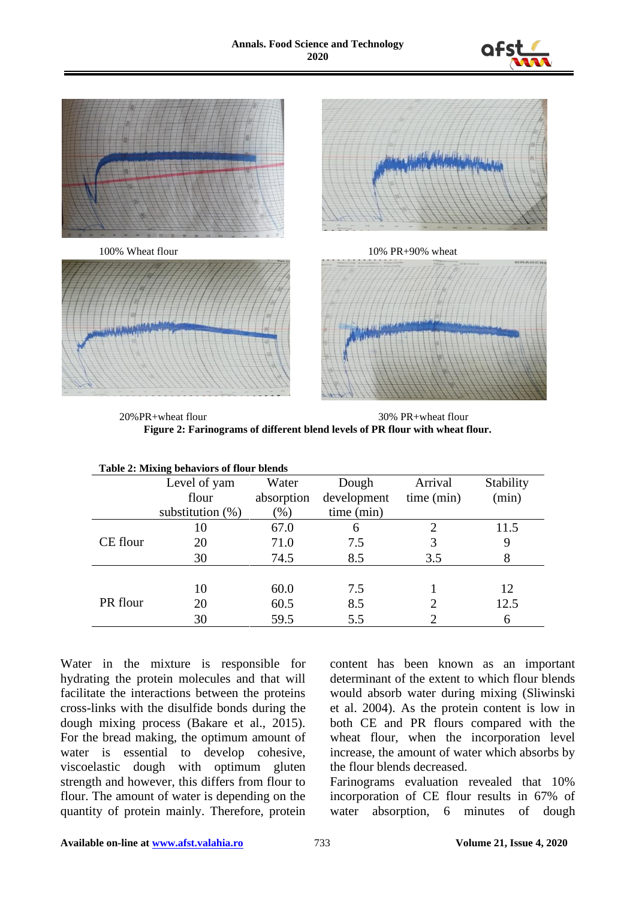100% Wheat flour

10% PR+90% wheat

20%PR+wheat flour

30% PR+wheat flour

**Figure 2: Farinograms of different blend levels of PR flour with wheat flour.**

**Table 2: Mixing behaviors of flour blends**

| | Level of yam flour substitution (%) | Water absorption (%) | Dough development time (min) | Arrival time (min) | Stability (min) |
|---|---|---|---|---|---|
| CE flour | 10 | 67.0 | 6 | 2 | 11.5 |
| | 20 | 71.0 | 7.5 | 3 | 9 |
| | 30 | 74.5 | 8.5 | 3.5 | 8 |
| PR flour | 10 | 60.0 | 7.5 | 1 | 12 |
| | 20 | 60.5 | 8.5 | 2 | 12.5 |
| | 30 | 59.5 | 5.5 | 2 | 6 |

Water in the mixture is responsible for hydrating the protein molecules and that will facilitate the interactions between the proteins cross-links with the disulfide bonds during the dough mixing process (Bakare et al., 2015). For the bread making, the optimum amount of water is essential to develop cohesive, viscoelastic dough with optimum gluten strength and however, this differs from flour to flour. The amount of water is depending on the quantity of protein mainly. Therefore, protein content has been known as an important determinant of the extent to which flour blends would absorb water during mixing (Sliwinski et al. 2004). As the protein content is low in both CE and PR flours compared with the wheat flour, when the incorporation level increase, the amount of water which absorbs by the flour blends decreased.

Farinograms evaluation revealed that 10% incorporation of CE flour results in 67% of water absorption, 6 minutes of dough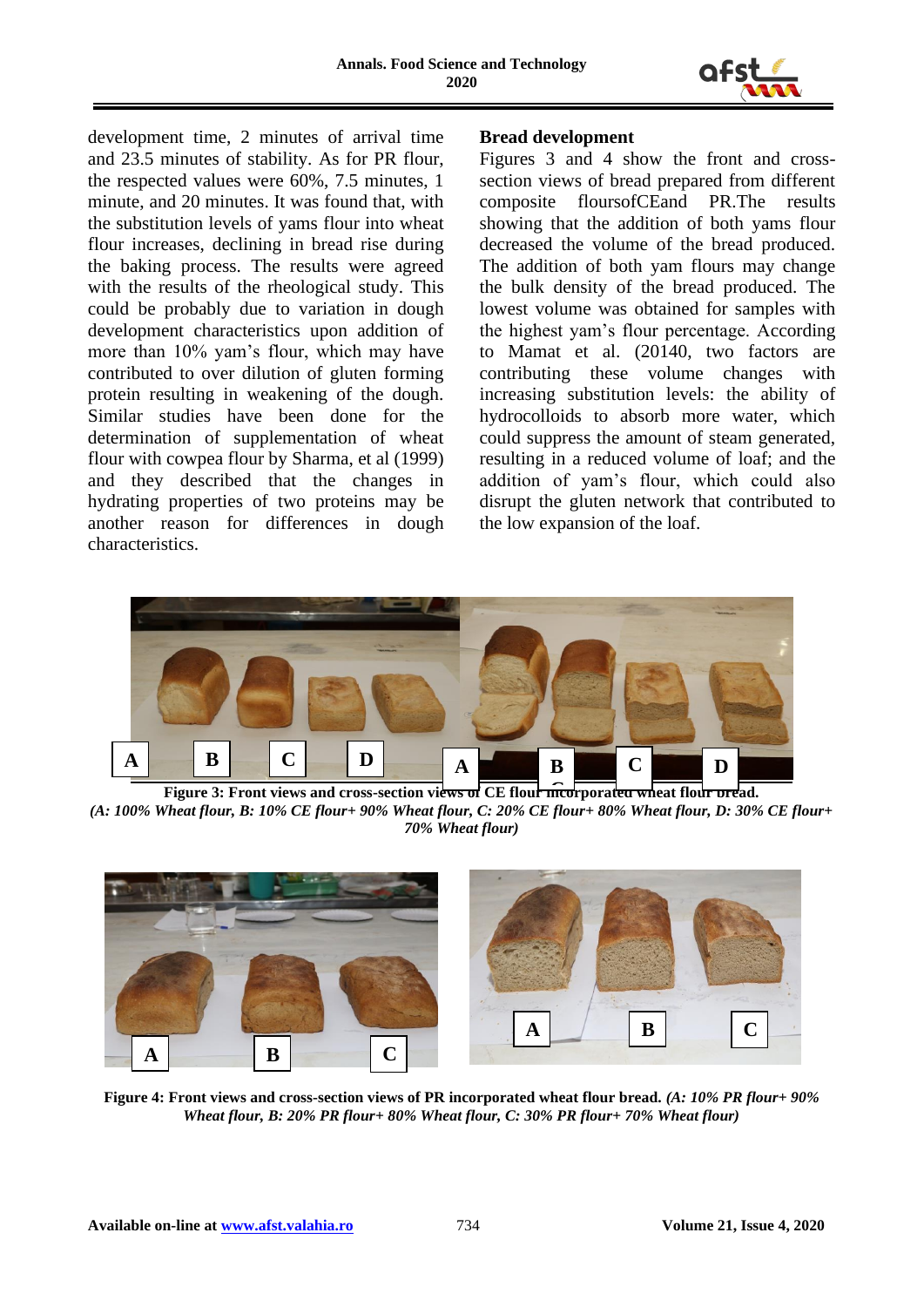development time, 2 minutes of arrival time and 23.5 minutes of stability. As for PR flour, the respected values were 60%, 7.5 minutes, 1 minute, and 20 minutes. It was found that, with the substitution levels of yams flour into wheat flour increases, declining in bread rise during the baking process. The results were agreed with the results of the rheological study. This could be probably due to variation in dough development characteristics upon addition of more than 10% yam's flour, which may have contributed to over dilution of gluten forming protein resulting in weakening of the dough. Similar studies have been done for the determination of supplementation of wheat flour with cowpea flour by Sharma, et al (1999) and they described that the changes in hydrating properties of two proteins may be another reason for differences in dough characteristics.

**Bread development**

Figures 3 and 4 show the front and cross-section views of bread prepared from different composite floursofCEand PR.The results showing that the addition of both yams flour decreased the volume of the bread produced. The addition of both yam flours may change the bulk density of the bread produced. The lowest volume was obtained for samples with the highest yam's flour percentage. According to Mamat et al. (20140, two factors are contributing these volume changes with increasing substitution levels: the ability of hydrocolloids to absorb more water, which could suppress the amount of steam generated, resulting in a reduced volume of loaf; and the addition of yam's flour, which could also disrupt the gluten network that contributed to the low expansion of the loaf.

**Figure 3: Front views and cross-section views of CE flour incorporated wheat flour bread.** *(A: 100% Wheat flour, B: 10% CE flour+ 90% Wheat flour, C: 20% CE flour+ 80% Wheat flour, D: 30% CE flour+ 70% Wheat flour)*

**Figure 4: Front views and cross-section views of PR incorporated wheat flour bread.** *(A: 10% PR flour+ 90% Wheat flour, B: 20% PR flour+ 80% Wheat flour, C: 30% PR flour+ 70% Wheat flour)*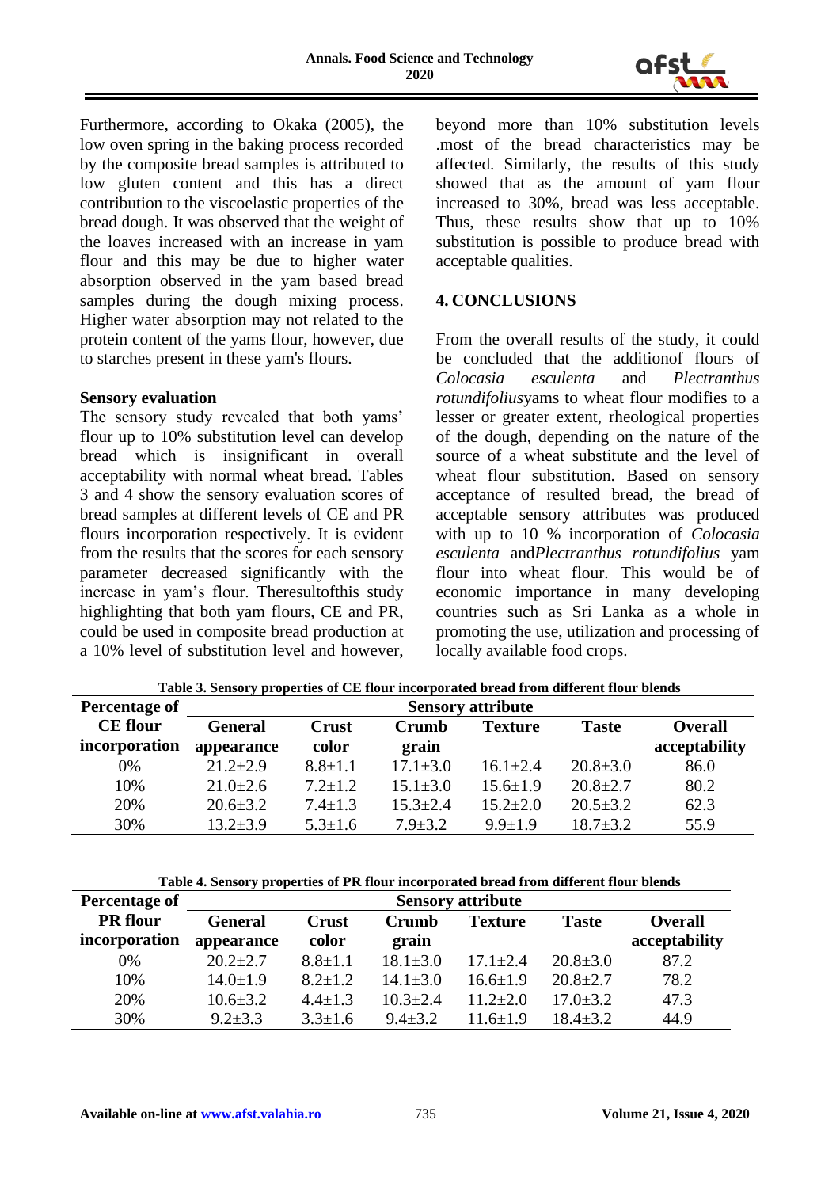Furthermore, according to Okaka (2005), the low oven spring in the baking process recorded by the composite bread samples is attributed to low gluten content and this has a direct contribution to the viscoelastic properties of the bread dough. It was observed that the weight of the loaves increased with an increase in yam flour and this may be due to higher water absorption observed in the yam based bread samples during the dough mixing process. Higher water absorption may not related to the protein content of the yams flour, however, due to starches present in these yam's flours.

**Sensory evaluation**

The sensory study revealed that both yams' flour up to 10% substitution level can develop bread which is insignificant in overall acceptability with normal wheat bread. Tables 3 and 4 show the sensory evaluation scores of bread samples at different levels of CE and PR flours incorporation respectively. It is evident from the results that the scores for each sensory parameter decreased significantly with the increase in yam's flour. Theresultofthis study highlighting that both yam flours, CE and PR, could be used in composite bread production at a 10% level of substitution level and however, beyond more than 10% substitution levels .most of the bread characteristics may be affected. Similarly, the results of this study showed that as the amount of yam flour increased to 30%, bread was less acceptable. Thus, these results show that up to 10% substitution is possible to produce bread with acceptable qualities.

## 4. CONCLUSIONS

From the overall results of the study, it could be concluded that the additionof flours of *Colocasia esculenta* and *Plectranthus rotundifolius*yams to wheat flour modifies to a lesser or greater extent, rheological properties of the dough, depending on the nature of the source of a wheat substitute and the level of wheat flour substitution. Based on sensory acceptance of resulted bread, the bread of acceptable sensory attributes was produced with up to 10 % incorporation of *Colocasia esculenta* and*Plectranthus rotundifolius* yam flour into wheat flour. This would be of economic importance in many developing countries such as Sri Lanka as a whole in promoting the use, utilization and processing of locally available food crops.

**Table 3. Sensory properties of CE flour incorporated bread from different flour blends**

| Percentage of CE flour incorporation | Sensory attribute | | | | | |
|---|---|---|---|---|---|---|
| | General appearance | Crust color | Crumb grain | Texture | Taste | Overall acceptability |
| 0% | 21.2±2.9 | 8.8±1.1 | 17.1±3.0 | 16.1±2.4 | 20.8±3.0 | 86.0 |
| 10% | 21.0±2.6 | 7.2±1.2 | 15.1±3.0 | 15.6±1.9 | 20.8±2.7 | 80.2 |
| 20% | 20.6±3.2 | 7.4±1.3 | 15.3±2.4 | 15.2±2.0 | 20.5±3.2 | 62.3 |
| 30% | 13.2±3.9 | 5.3±1.6 | 7.9±3.2 | 9.9±1.9 | 18.7±3.2 | 55.9 |

**Table 4. Sensory properties of PR flour incorporated bread from different flour blends**

| Percentage of PR flour incorporation | Sensory attribute | | | | | |
|---|---|---|---|---|---|---|
| | General appearance | Crust color | Crumb grain | Texture | Taste | Overall acceptability |
| 0% | 20.2±2.7 | 8.8±1.1 | 18.1±3.0 | 17.1±2.4 | 20.8±3.0 | 87.2 |
| 10% | 14.0±1.9 | 8.2±1.2 | 14.1±3.0 | 16.6±1.9 | 20.8±2.7 | 78.2 |
| 20% | 10.6±3.2 | 4.4±1.3 | 10.3±2.4 | 11.2±2.0 | 17.0±3.2 | 47.3 |
| 30% | 9.2±3.3 | 3.3±1.6 | 9.4±3.2 | 11.6±1.9 | 18.4±3.2 | 44.9 |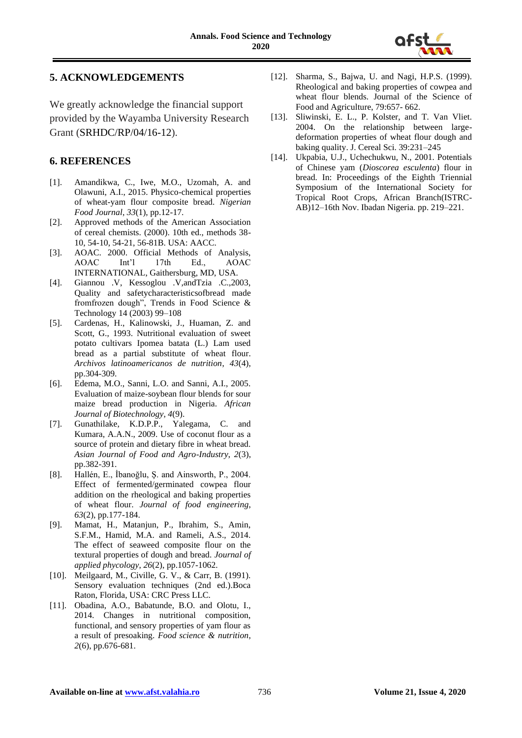## 5. ACKNOWLEDGEMENTS

We greatly acknowledge the financial support provided by the Wayamba University Research Grant (SRHDC/RP/04/16-12).

## 6. REFERENCES

[1]. Amandikwa, C., Iwe, M.O., Uzomah, A. and Olawuni, A.I., 2015. Physico-chemical properties of wheat-yam flour composite bread. *Nigerian Food Journal*, *33*(1), pp.12-17.

[2]. Approved methods of the American Association of cereal chemists. (2000). 10th ed., methods 38-10, 54-10, 54-21, 56-81B. USA: AACC.

[3]. AOAC. 2000. Official Methods of Analysis, AOAC Int'l 17th Ed., AOAC INTERNATIONAL, Gaithersburg, MD, USA.

[4]. Giannou .V, Kessoglou .V,andTzia .C.,2003, Quality and safetycharacteristicsofbread made fromfrozen dough", Trends in Food Science & Technology 14 (2003) 99–108

[5]. Cardenas, H., Kalinowski, J., Huaman, Z. and Scott, G., 1993. Nutritional evaluation of sweet potato cultivars Ipomea batata (L.) Lam used bread as a partial substitute of wheat flour. *Archivos latinoamericanos de nutrition*, *43*(4), pp.304-309.

[6]. Edema, M.O., Sanni, L.O. and Sanni, A.I., 2005. Evaluation of maize-soybean flour blends for sour maize bread production in Nigeria. *African Journal of Biotechnology*, *4*(9).

[7]. Gunathilake, K.D.P.P., Yalegama, C. and Kumara, A.A.N., 2009. Use of coconut flour as a source of protein and dietary fibre in wheat bread. *Asian Journal of Food and Agro-Industry*, *2*(3), pp.382-391.

[8]. Hallén, E., İbanoğlu, Ş. and Ainsworth, P., 2004. Effect of fermented/germinated cowpea flour addition on the rheological and baking properties of wheat flour. *Journal of food engineering*, *63*(2), pp.177-184.

[9]. Mamat, H., Matanjun, P., Ibrahim, S., Amin, S.F.M., Hamid, M.A. and Rameli, A.S., 2014. The effect of seaweed composite flour on the textural properties of dough and bread. *Journal of applied phycology*, *26*(2), pp.1057-1062.

[10]. Meilgaard, M., Civille, G. V., & Carr, B. (1991). Sensory evaluation techniques (2nd ed.).Boca Raton, Florida, USA: CRC Press LLC.

[11]. Obadina, A.O., Babatunde, B.O. and Olotu, I., 2014. Changes in nutritional composition, functional, and sensory properties of yam flour as a result of presoaking. *Food science & nutrition*, *2*(6), pp.676-681.

[12]. Sharma, S., Bajwa, U. and Nagi, H.P.S. (1999). Rheological and baking properties of cowpea and wheat flour blends. Journal of the Science of Food and Agriculture, 79:657- 662.

[13]. Sliwinski, E. L., P. Kolster, and T. Van Vliet. 2004. On the relationship between large-deformation properties of wheat flour dough and baking quality. J. Cereal Sci. 39:231–245

[14]. Ukpabia, U.J., Uchechukwu, N., 2001. Potentials of Chinese yam (*Dioscorea esculenta*) flour in bread. In: Proceedings of the Eighth Triennial Symposium of the International Society for Tropical Root Crops, African Branch(ISTRC-AB)12–16th Nov. Ibadan Nigeria. pp. 219–221.